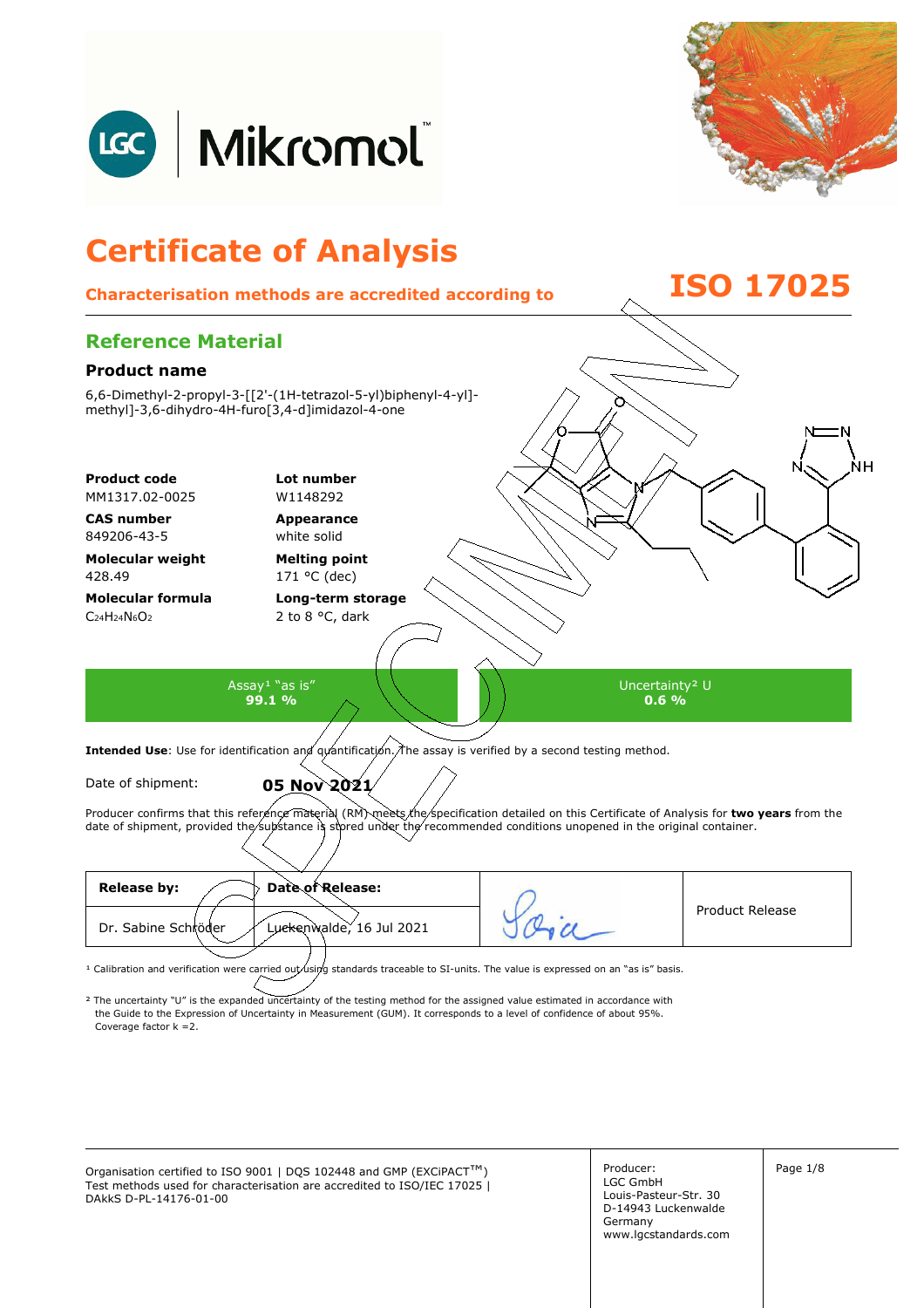LGC | Mikromol™

# Certificate of Analysis

**Characterisation methods are accredited according to ISO 17025**

## Reference Material

### Product name

6,6-Dimethyl-2-propyl-3-[[2'-(1H-tetrazol-5-yl)biphenyl-4-yl]-methyl]-3,6-dihydro-4H-furo[3,4-d]imidazol-4-one

**Product code**
MM1317.02-0025

**Lot number**
W1148292

**CAS number**
849206-43-5

**Appearance**
white solid

**Molecular weight**
428.49

**Melting point**
171 °C (dec)

**Molecular formula**
$C_{24}H_{24}N_6O_2$

**Long-term storage**
2 to 8 °C, dark

| Assay[1] "as is" | Uncertainty[2] U |
|---|---|
| **99.1 %** | **0.6 %** |

**Intended Use**: Use for identification and quantification. The assay is verified by a second testing method.

Date of shipment: **05 Nov 2021**

Producer confirms that this reference material (RM) meets the specification detailed on this Certificate of Analysis for **two years** from the date of shipment, provided the substance is stored under the recommended conditions unopened in the original container.

| **Release by:** | **Date of Release:** | | |
|---|---|---|---|
| Dr. Sabine Schröder | Luckenwalde, 16 Jul 2021 | (signature) | Product Release |

[1] Calibration and verification were carried out using standards traceable to SI-units. The value is expressed on an "as is" basis.

[2] The uncertainty "U" is the expanded uncertainty of the testing method for the assigned value estimated in accordance with the Guide to the Expression of Uncertainty in Measurement (GUM). It corresponds to a level of confidence of about 95%. Coverage factor k =2.

Organisation certified to ISO 9001 | DQS 102448 and GMP (EXCiPACT™)
Test methods used for characterisation are accredited to ISO/IEC 17025 | DAkkS D-PL-14176-01-00

Producer:
LGC GmbH
Louis-Pasteur-Str. 30
D-14943 Luckenwalde
Germany
www.lgcstandards.com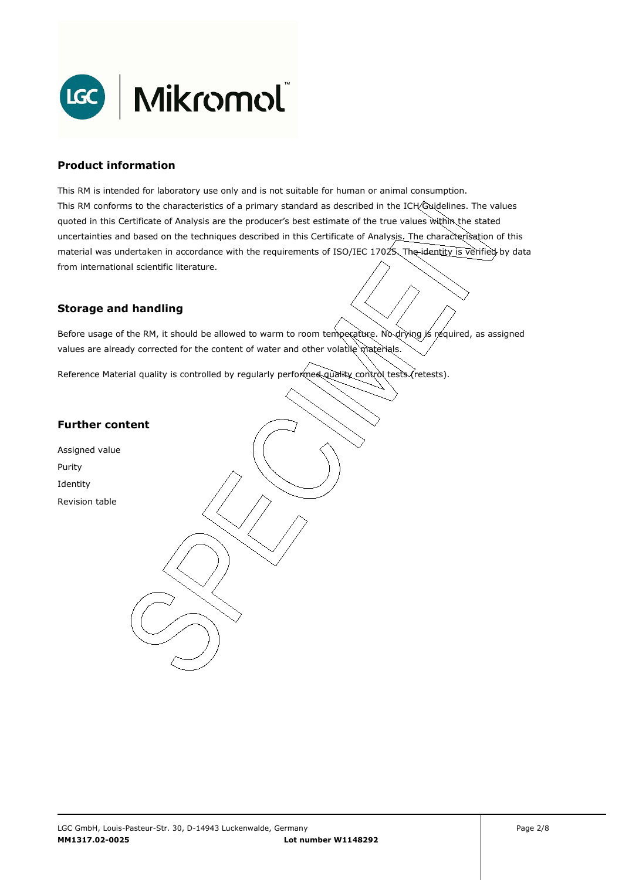## Product information

This RM is intended for laboratory use only and is not suitable for human or animal consumption.
This RM conforms to the characteristics of a primary standard as described in the ICH Guidelines. The values quoted in this Certificate of Analysis are the producer's best estimate of the true values within the stated uncertainties and based on the techniques described in this Certificate of Analysis. The characterisation of this material was undertaken in accordance with the requirements of ISO/IEC 17025. The identity is verified by data from international scientific literature.

## Storage and handling

Before usage of the RM, it should be allowed to warm to room temperature. No drying is required, as assigned values are already corrected for the content of water and other volatile materials.

Reference Material quality is controlled by regularly performed quality control tests (retests).

## Further content

Assigned value
Purity
Identity
Revision table

LGC GmbH, Louis-Pasteur-Str. 30, D-14943 Luckenwalde, Germany
**MM1317.02-0025** **Lot number W1148292**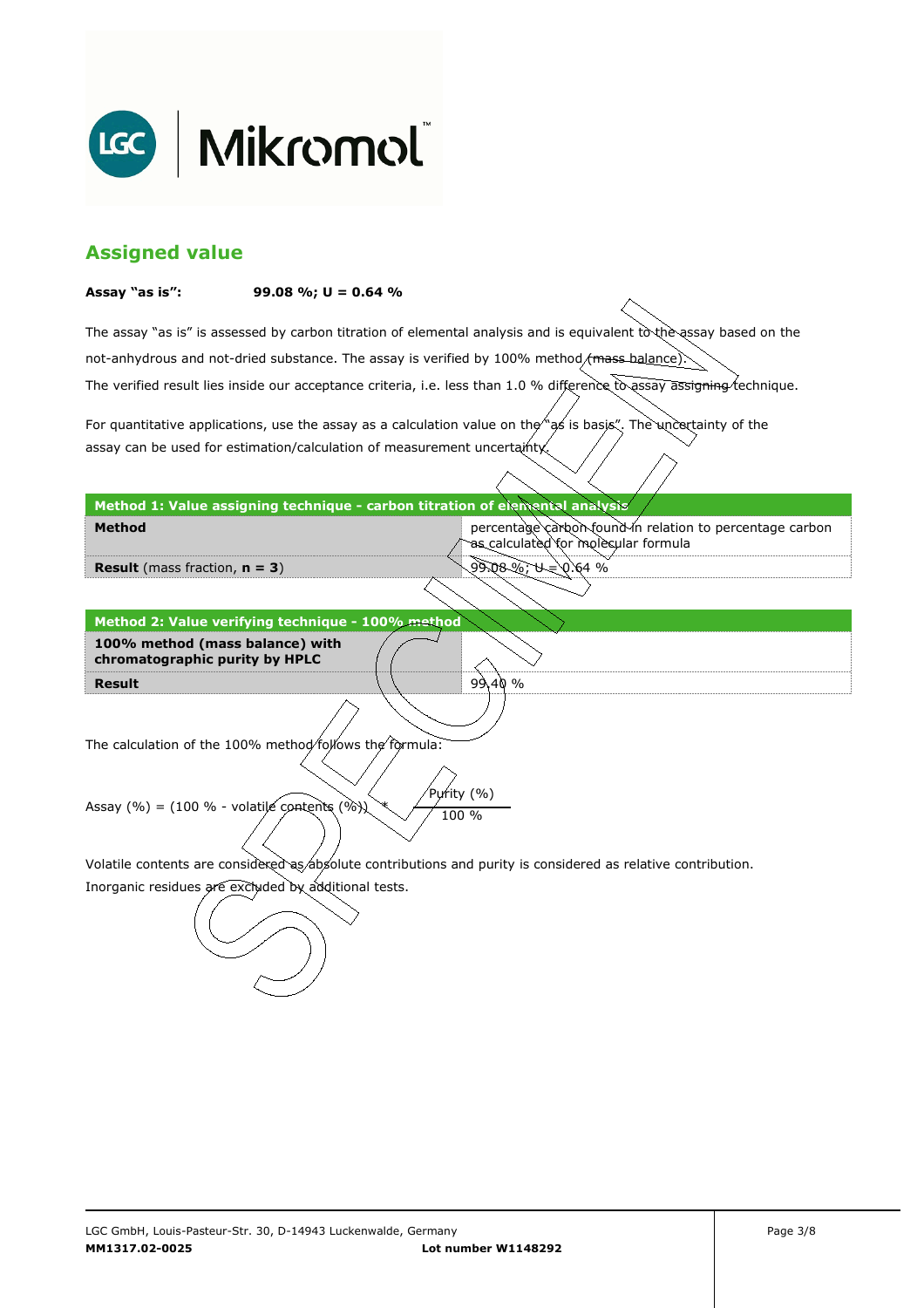## Assigned value

**Assay "as is":** **99.08 %; U = 0.64 %**

The assay "as is" is assessed by carbon titration of elemental analysis and is equivalent to the assay based on the not-anhydrous and not-dried substance. The assay is verified by 100% method (mass balance).
The verified result lies inside our acceptance criteria, i.e. less than 1.0 % difference to assay assigning technique.

For quantitative applications, use the assay as a calculation value on the "as is basis". The uncertainty of the assay can be used for estimation/calculation of measurement uncertainty.

| **Method 1: Value assigning technique - carbon titration of elemental analysis** | |
|---|---|
| **Method** | percentage carbon found in relation to percentage carbon as calculated for molecular formula |
| **Result** (mass fraction, **n = 3**) | 99.08 %; U = 0.64 % |

| **Method 2: Value verifying technique - 100% method** | |
|---|---|
| **100% method (mass balance) with chromatographic purity by HPLC** | |
| **Result** | 99.40 % |

The calculation of the 100% method follows the formula:

$$\text{Assay (\%)} = (100\ \% - \text{volatile contents (\%)}) \ * \ \frac{\text{Purity (\%)}}{100\ \%}$$

Volatile contents are considered as absolute contributions and purity is considered as relative contribution.
Inorganic residues are excluded by additional tests.

LGC GmbH, Louis-Pasteur-Str. 30, D-14943 Luckenwalde, Germany
**MM1317.02-0025** **Lot number W1148292**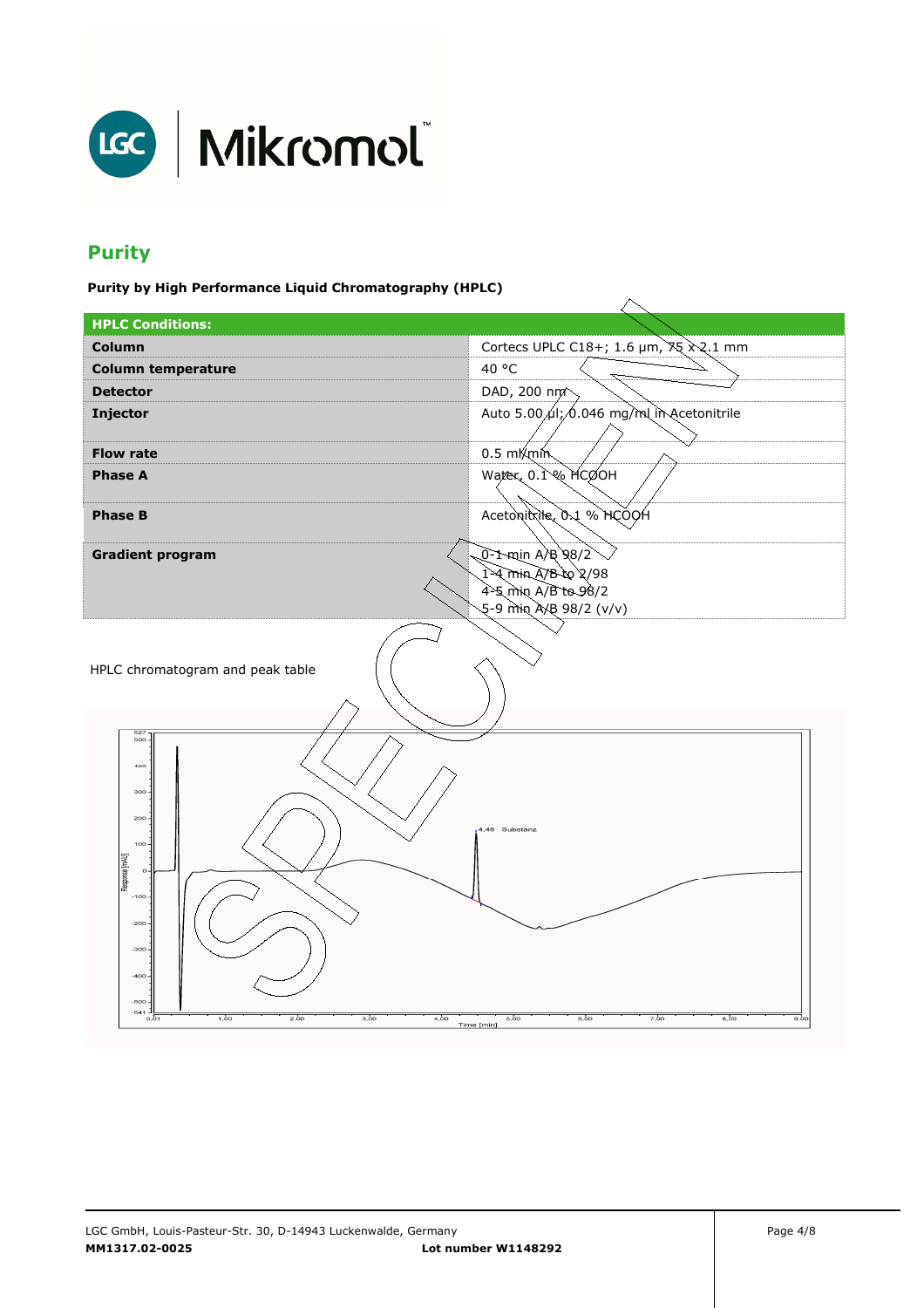## Purity

**Purity by High Performance Liquid Chromatography (HPLC)**

| HPLC Conditions: | |
|---|---|
| **Column** | Cortecs UPLC C18+; 1.6 µm, 75 x 2.1 mm |
| **Column temperature** | 40 °C |
| **Detector** | DAD, 200 nm |
| **Injector** | Auto 5.00 µl; 0.046 mg/ml in Acetonitrile |
| **Flow rate** | 0.5 ml/min |
| **Phase A** | Water, 0.1 % HCOOH |
| **Phase B** | Acetonitrile, 0.1 % HCOOH |
| **Gradient program** | 0-1 min A/B 98/2<br>1-4 min A/B to 2/98<br>4-5 min A/B to 98/2<br>5-9 min A/B 98/2 (v/v) |

HPLC chromatogram and peak table

527
500
400
300
200
100
0
-100
-200
-300
-400
-500
-541
Response [mAU]
4,48 Substanz
0,01
1,00
2,00
3,00
4,00
5,00
6,00
7,00
8,00
9,00
Time [min]

SPECIMEN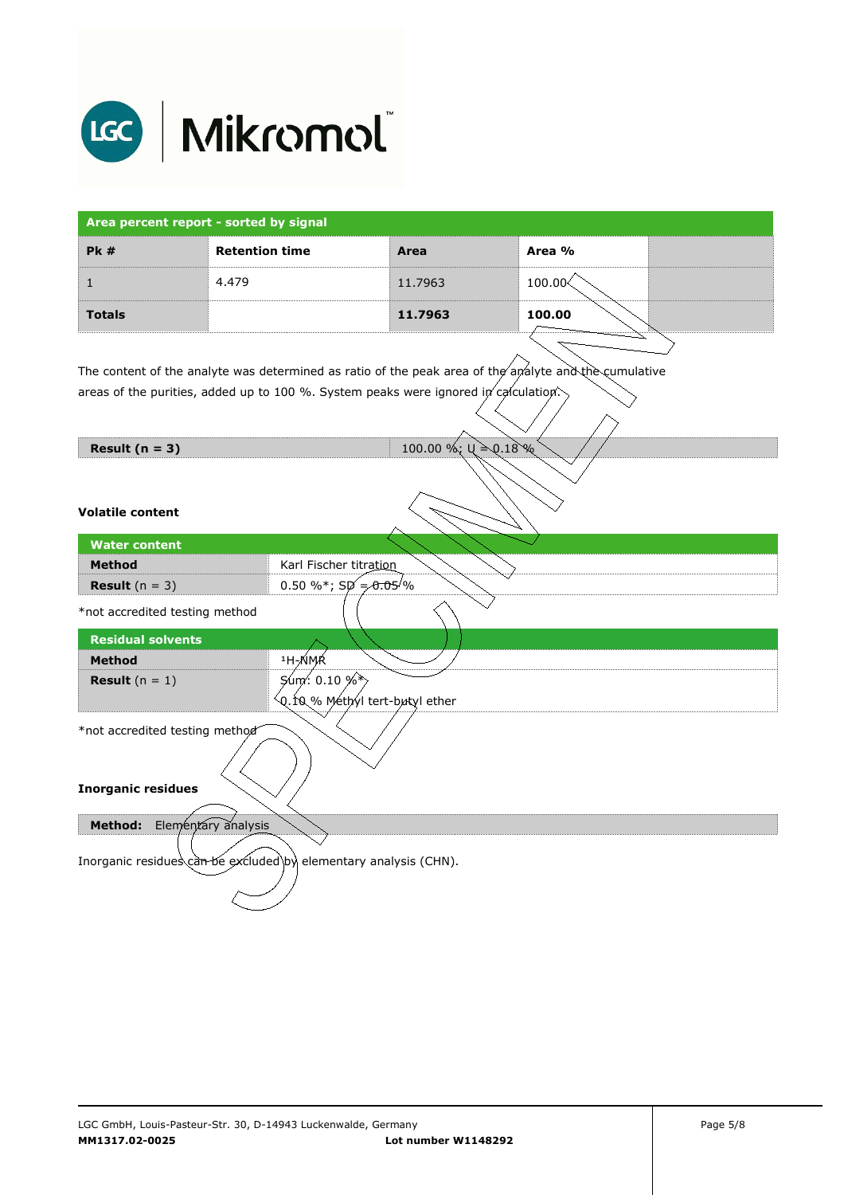| Area percent report - sorted by signal | | | | |
|---|---|---|---|---|
| **Pk #** | **Retention time** | **Area** | **Area %** | |
| 1 | 4.479 | 11.7963 | 100.00 | |
| **Totals** | | **11.7963** | **100.00** | |

The content of the analyte was determined as ratio of the peak area of the analyte and the cumulative areas of the purities, added up to 100 %. System peaks were ignored in calculation.

| | |
|---|---|
| **Result (n = 3)** | 100.00 %; U = 0.18 % |

**Volatile content**

| Water content | |
|---|---|
| **Method** | Karl Fischer titration |
| **Result** (n = 3) | 0.50 %*; SD = 0.05 % |

*not accredited testing method

| Residual solvents | |
|---|---|
| **Method** | $^{1}$H-NMR |
| **Result** (n = 1) | Sum: 0.10 %*<br>0.10 % Methyl tert-butyl ether |

*not accredited testing method

**Inorganic residues**

**Method:** Elementary analysis

Inorganic residues can be excluded by elementary analysis (CHN).

LGC GmbH, Louis-Pasteur-Str. 30, D-14943 Luckenwalde, Germany
**MM1317.02-0025** **Lot number W1148292**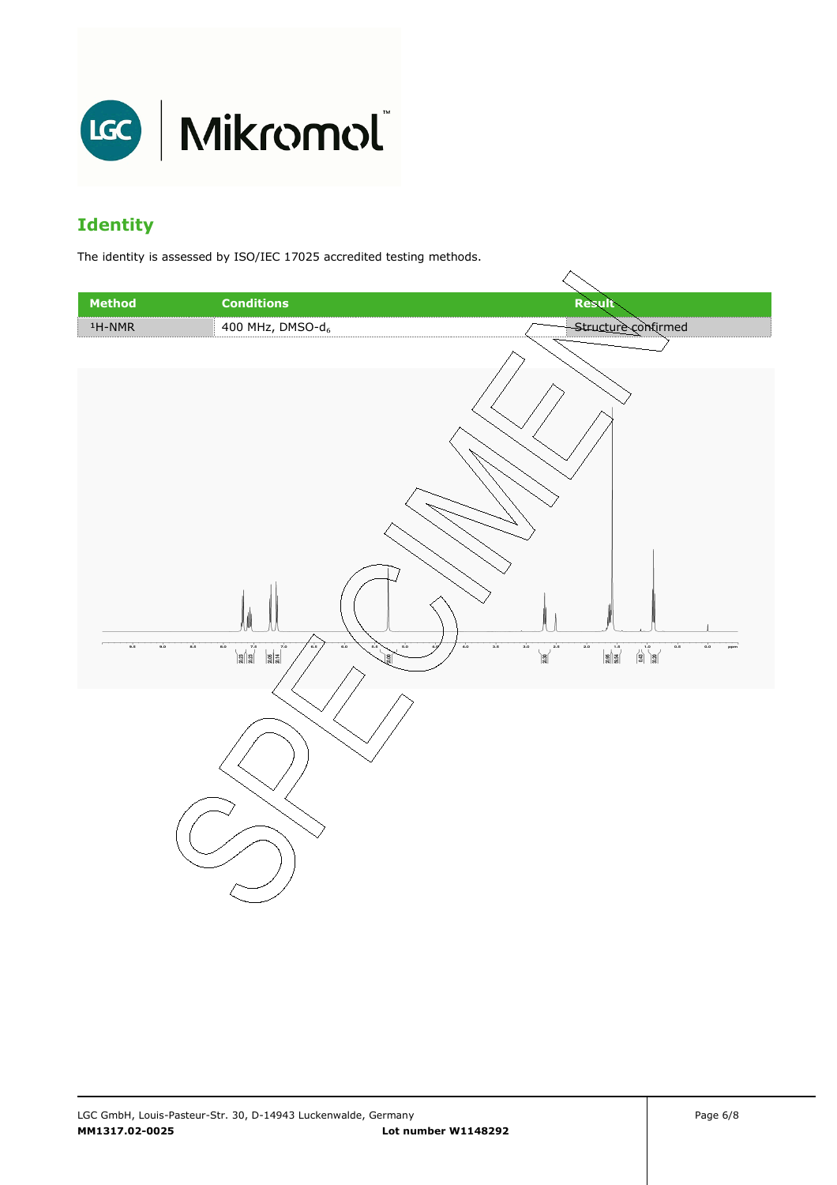## Identity

The identity is assessed by ISO/IEC 17025 accredited testing methods.

| Method | Conditions | Result |
|---|---|---|
| $^{1}$H-NMR | 400 MHz, DMSO-$d_6$ | Structure confirmed |

9.5 9.0 8.5 8.0 7.5 7.0 6.5 6.0 5.5 5.0 4.5 4.0 3.5 3.0 2.5 2.0 1.5 1.0 0.5 0.0 ppm

SPECIMEN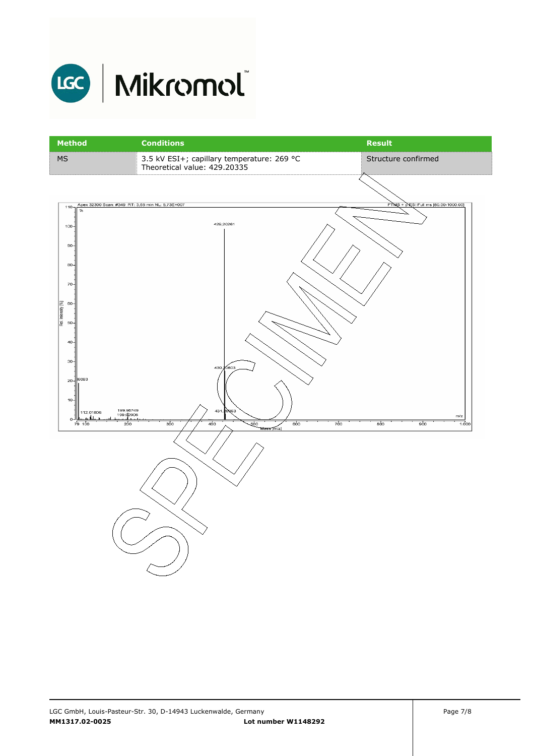| Method | Conditions | Result |
| --- | --- | --- |
| MS | 3.5 kV ESI+; capillary temperature: 269 °C<br>Theoretical value: 429.20335 | Structure confirmed |

Apex 32300 Scan: #349 RT: 3,65 min NL: 5,73E+007

FTMS + p ESI Full ms [80.00-1000.00]

429,20261

430,20803

431,20953

112,01806

199,98749

199,02906

LGC GmbH, Louis-Pasteur-Str. 30, D-14943 Luckenwalde, Germany

**MM1317.02-0025** **Lot number W1148292**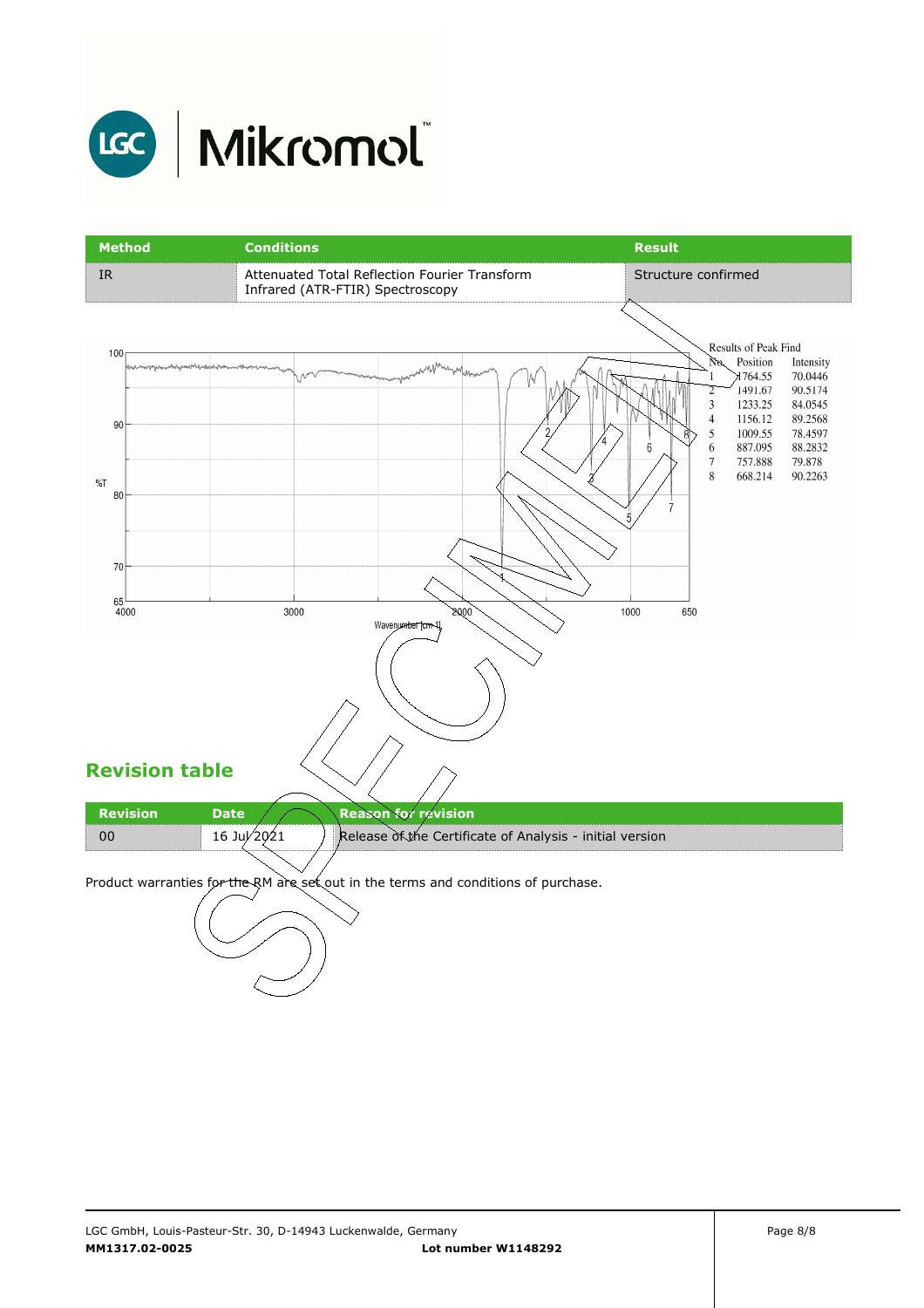| Method | Conditions | Result |
|---|---|---|
| IR | Attenuated Total Reflection Fourier Transform Infrared (ATR-FTIR) Spectroscopy | Structure confirmed |

100
90
%T
80
70
65
4000
3000
2000
1000
650
Wavenumber [cm-1]

Results of Peak Find

| No. | Position | Intensity |
|---|---|---|
| 1 | 1764.55 | 70.0446 |
| 2 | 1491.67 | 90.5174 |
| 3 | 1233.25 | 84.0545 |
| 4 | 1156.12 | 89.2568 |
| 5 | 1009.55 | 78.4597 |
| 6 | 887.095 | 88.2832 |
| 7 | 757.888 | 79.878 |
| 8 | 668.214 | 90.2263 |

## Revision table

| Revision | Date | Reason for revision |
|---|---|---|
| 00 | 16 Jul 2021 | Release of the Certificate of Analysis - initial version |

Product warranties for the RM are set out in the terms and conditions of purchase.

LGC GmbH, Louis-Pasteur-Str. 30, D-14943 Luckenwalde, Germany

**MM1317.02-0025** **Lot number W1148292**